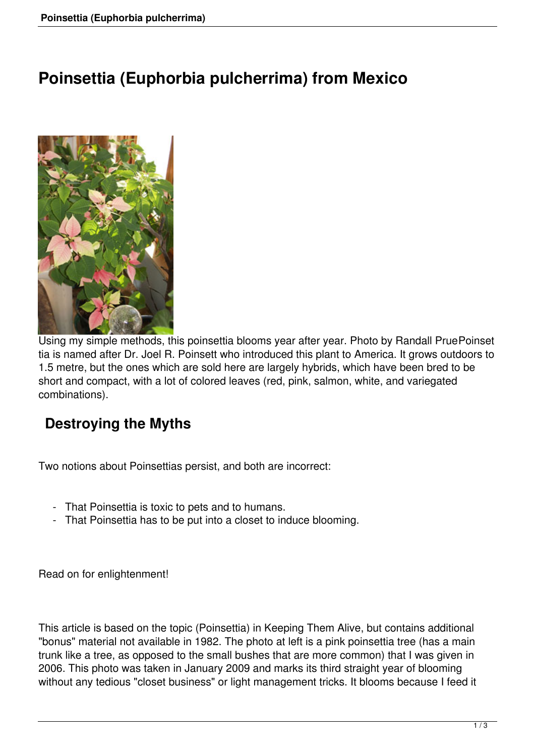# Poinsettia (Euphorbia pulcherrima) from Mexico

Using my simple methods, this poinsettia blooms year after year. Photo by Randall PruePoinsettia is named after Dr. Joel R. Poinsett who introduced this plant to America. It grows outdoors to 1.5 metre, but the ones which are sold here are largely hybrids, which have been bred to be short and compact, with a lot of colored leaves (red, pink, salmon, white, and variegated combinations).

## Destroying the Myths

Two notions about Poinsettias persist, and both are incorrect:

- That Poinsettia is toxic to pets and to humans.
- That Poinsettia has to be put into a closet to induce blooming.

Read on for enlightenment!

This article is based on the topic (Poinsettia) in Keeping Them Alive, but contains additional "bonus" material not available in 1982. The photo at left is a pink poinsettia tree (has a main trunk like a tree, as opposed to the small bushes that are more common) that I was given in 2006. This photo was taken in January 2009 and marks its third straight year of blooming without any tedious "closet business" or light management tricks. It blooms because I feed it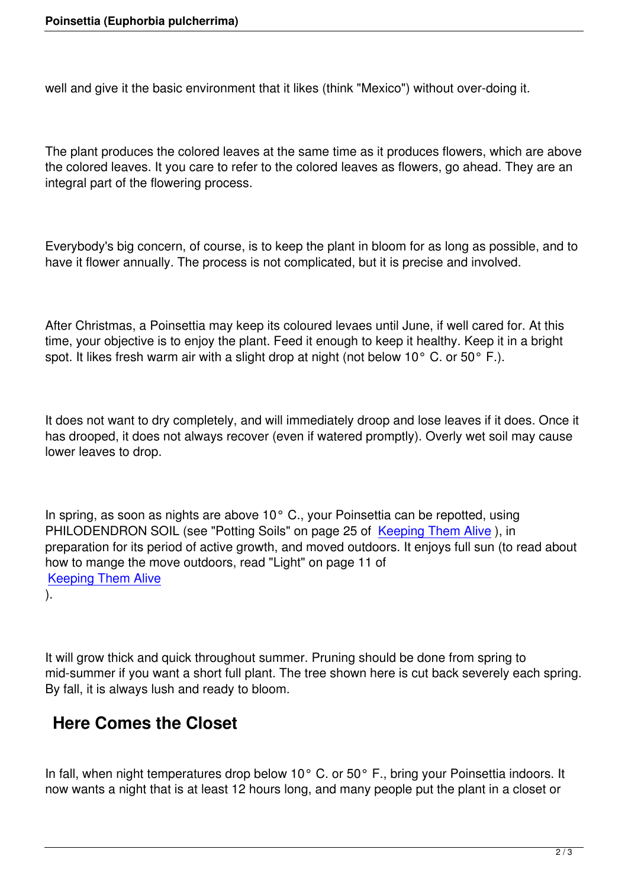well and give it the basic environment that it likes (think "Mexico") without over-doing it.

The plant produces the colored leaves at the same time as it produces flowers, which are above the colored leaves. It you care to refer to the colored leaves as flowers, go ahead. They are an integral part of the flowering process.

Everybody's big concern, of course, is to keep the plant in bloom for as long as possible, and to have it flower annually. The process is not complicated, but it is precise and involved.

After Christmas, a Poinsettia may keep its coloured levaes until June, if well cared for. At this time, your objective is to enjoy the plant. Feed it enough to keep it healthy. Keep it in a bright spot. It likes fresh warm air with a slight drop at night (not below 10° C. or 50° F.).

It does not want to dry completely, and will immediately droop and lose leaves if it does. Once it has drooped, it does not always recover (even if watered promptly). Overly wet soil may cause lower leaves to drop.

In spring, as soon as nights are above 10° C., your Poinsettia can be repotted, using PHILODENDRON SOIL (see "Potting Soils" on page 25 of [Keeping Them Alive](#) ), in preparation for its period of active growth, and moved outdoors. It enjoys full sun (to read about how to mange the move outdoors, read "Light" on page 11 of [Keeping Them Alive](#) ).

It will grow thick and quick throughout summer. Pruning should be done from spring to mid-summer if you want a short full plant. The tree shown here is cut back severely each spring. By fall, it is always lush and ready to bloom.

## Here Comes the Closet

In fall, when night temperatures drop below 10° C. or 50° F., bring your Poinsettia indoors. It now wants a night that is at least 12 hours long, and many people put the plant in a closet or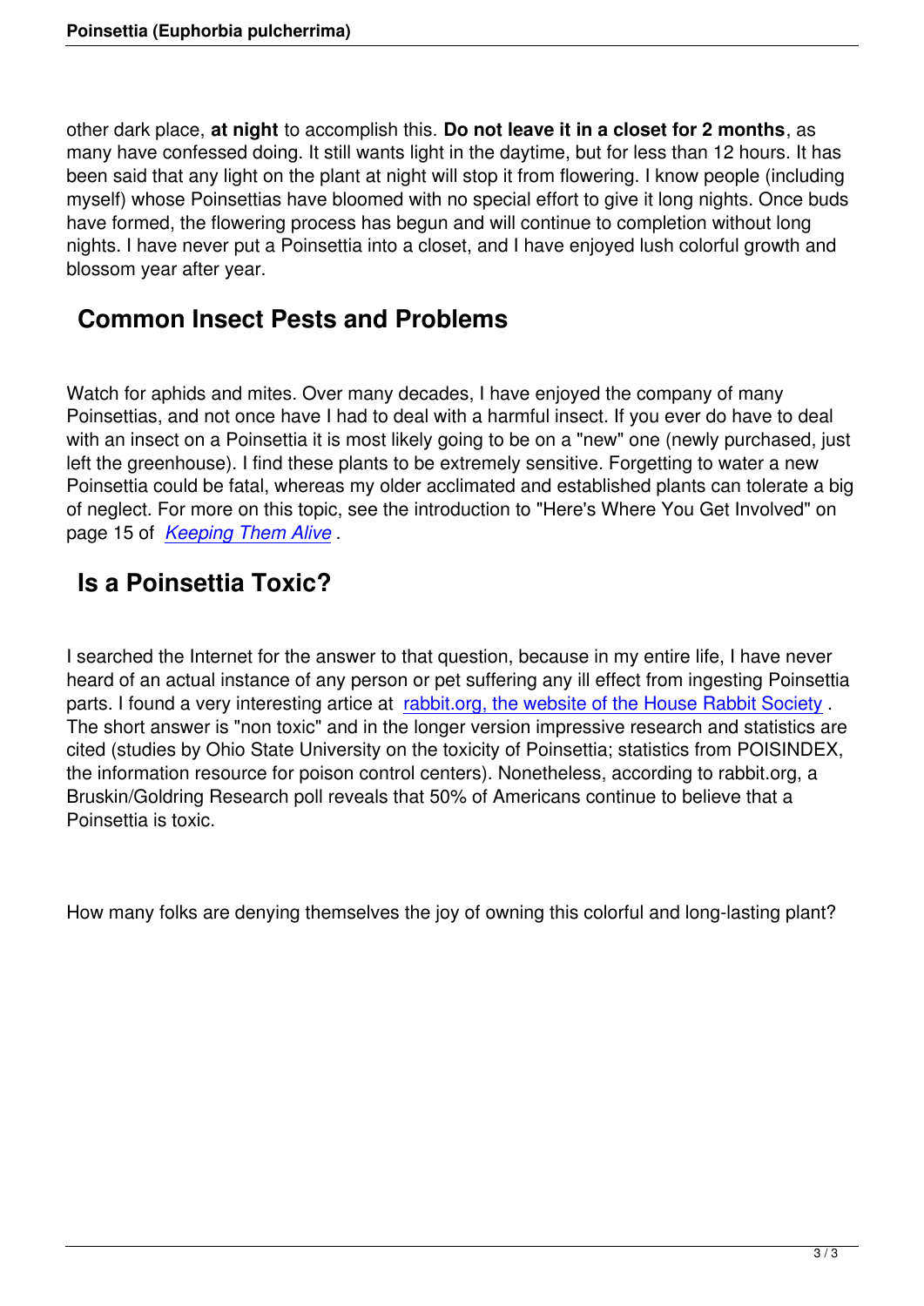other dark place, **at night** to accomplish this. **Do not leave it in a closet for 2 months**, as many have confessed doing. It still wants light in the daytime, but for less than 12 hours. It has been said that any light on the plant at night will stop it from flowering. I know people (including myself) whose Poinsettias have bloomed with no special effort to give it long nights. Once buds have formed, the flowering process has begun and will continue to completion without long nights. I have never put a Poinsettia into a closet, and I have enjoyed lush colorful growth and blossom year after year.

## Common Insect Pests and Problems

Watch for aphids and mites. Over many decades, I have enjoyed the company of many Poinsettias, and not once have I had to deal with a harmful insect. If you ever do have to deal with an insect on a Poinsettia it is most likely going to be on a "new" one (newly purchased, just left the greenhouse). I find these plants to be extremely sensitive. Forgetting to water a new Poinsettia could be fatal, whereas my older acclimated and established plants can tolerate a big of neglect. For more on this topic, see the introduction to "Here's Where You Get Involved" on page 15 of *Keeping Them Alive* .

## Is a Poinsettia Toxic?

I searched the Internet for the answer to that question, because in my entire life, I have never heard of an actual instance of any person or pet suffering any ill effect from ingesting Poinsettia parts. I found a very interesting artice at rabbit.org, the website of the House Rabbit Society . The short answer is "non toxic" and in the longer version impressive research and statistics are cited (studies by Ohio State University on the toxicity of Poinsettia; statistics from POISINDEX, the information resource for poison control centers). Nonetheless, according to rabbit.org, a Bruskin/Goldring Research poll reveals that 50% of Americans continue to believe that a Poinsettia is toxic.

How many folks are denying themselves the joy of owning this colorful and long-lasting plant?